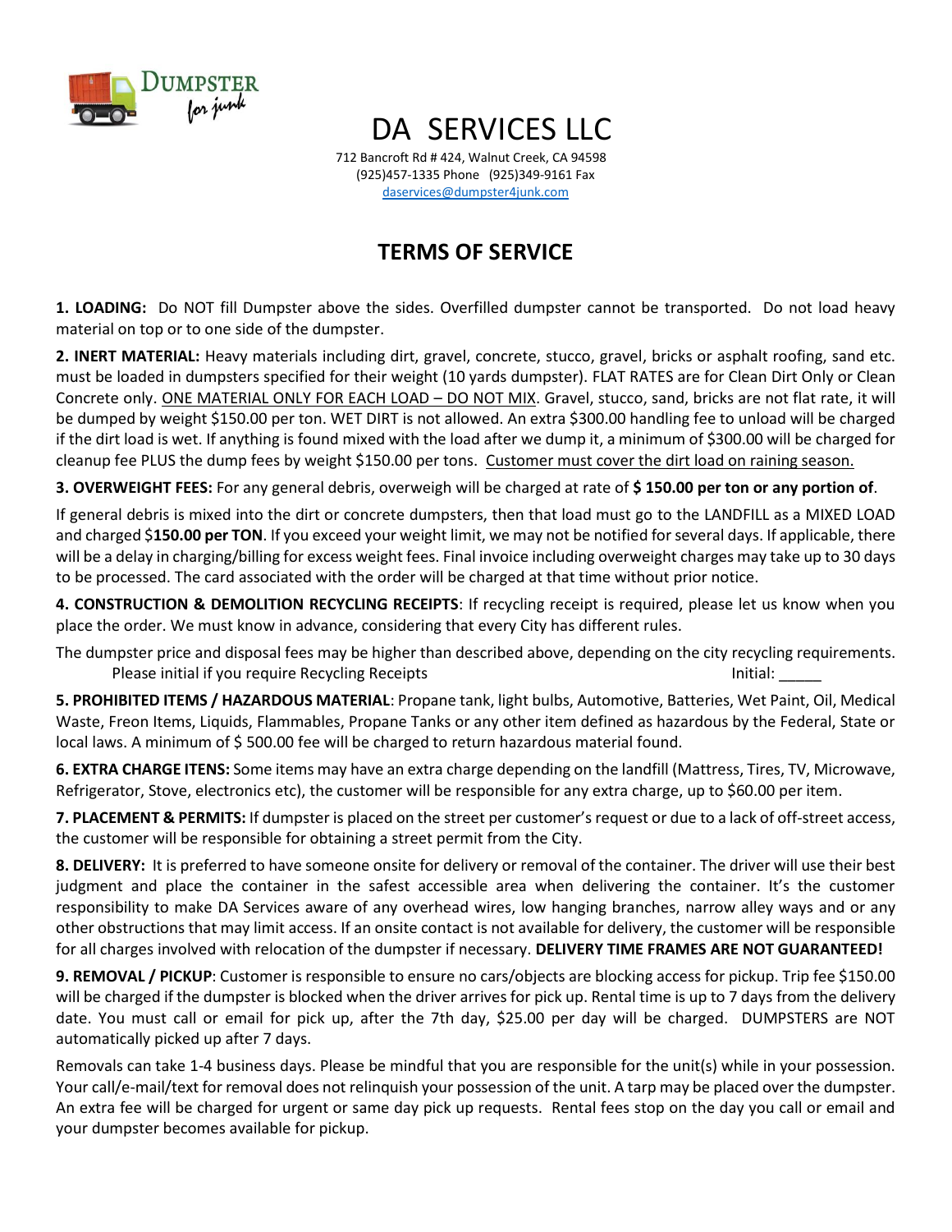# DA SERVICES LLC

712 Bancroft Rd # 424, Walnut Creek, CA 94598
(925)457-1335 Phone (925)349-9161 Fax
daservices@dumpster4junk.com

## TERMS OF SERVICE

**1. LOADING:** Do NOT fill Dumpster above the sides. Overfilled dumpster cannot be transported. Do not load heavy material on top or to one side of the dumpster.

**2. INERT MATERIAL:** Heavy materials including dirt, gravel, concrete, stucco, gravel, bricks or asphalt roofing, sand etc. must be loaded in dumpsters specified for their weight (10 yards dumpster). FLAT RATES are for Clean Dirt Only or Clean Concrete only. <u>ONE MATERIAL ONLY FOR EACH LOAD – DO NOT MIX</u>. Gravel, stucco, sand, bricks are not flat rate, it will be dumped by weight $150.00 per ton. WET DIRT is not allowed. An extra $300.00 handling fee to unload will be charged if the dirt load is wet. If anything is found mixed with the load after we dump it, a minimum of $300.00 will be charged for cleanup fee PLUS the dump fees by weight $150.00 per tons. <u>Customer must cover the dirt load on raining season.</u>

**3. OVERWEIGHT FEES:** For any general debris, overweigh will be charged at rate of **$ 150.00 per ton or any portion of**.

If general debris is mixed into the dirt or concrete dumpsters, then that load must go to the LANDFILL as a MIXED LOAD and charged $**150.00 per TON**. If you exceed your weight limit, we may not be notified for several days. If applicable, there will be a delay in charging/billing for excess weight fees. Final invoice including overweight charges may take up to 30 days to be processed. The card associated with the order will be charged at that time without prior notice.

**4. CONSTRUCTION & DEMOLITION RECYCLING RECEIPTS**: If recycling receipt is required, please let us know when you place the order. We must know in advance, considering that every City has different rules.

The dumpster price and disposal fees may be higher than described above, depending on the city recycling requirements.
Please initial if you require Recycling Receipts Initial: _____

**5. PROHIBITED ITEMS / HAZARDOUS MATERIAL**: Propane tank, light bulbs, Automotive, Batteries, Wet Paint, Oil, Medical Waste, Freon Items, Liquids, Flammables, Propane Tanks or any other item defined as hazardous by the Federal, State or local laws. A minimum of $ 500.00 fee will be charged to return hazardous material found.

**6. EXTRA CHARGE ITENS:** Some items may have an extra charge depending on the landfill (Mattress, Tires, TV, Microwave, Refrigerator, Stove, electronics etc), the customer will be responsible for any extra charge, up to $60.00 per item.

**7. PLACEMENT & PERMITS:** If dumpster is placed on the street per customer's request or due to a lack of off-street access, the customer will be responsible for obtaining a street permit from the City.

**8. DELIVERY:** It is preferred to have someone onsite for delivery or removal of the container. The driver will use their best judgment and place the container in the safest accessible area when delivering the container. It's the customer responsibility to make DA Services aware of any overhead wires, low hanging branches, narrow alley ways and or any other obstructions that may limit access. If an onsite contact is not available for delivery, the customer will be responsible for all charges involved with relocation of the dumpster if necessary. **DELIVERY TIME FRAMES ARE NOT GUARANTEED!**

**9. REMOVAL / PICKUP**: Customer is responsible to ensure no cars/objects are blocking access for pickup. Trip fee $150.00 will be charged if the dumpster is blocked when the driver arrives for pick up. Rental time is up to 7 days from the delivery date. You must call or email for pick up, after the 7th day, $25.00 per day will be charged. DUMPSTERS are NOT automatically picked up after 7 days.

Removals can take 1-4 business days. Please be mindful that you are responsible for the unit(s) while in your possession. Your call/e-mail/text for removal does not relinquish your possession of the unit. A tarp may be placed over the dumpster. An extra fee will be charged for urgent or same day pick up requests. Rental fees stop on the day you call or email and your dumpster becomes available for pickup.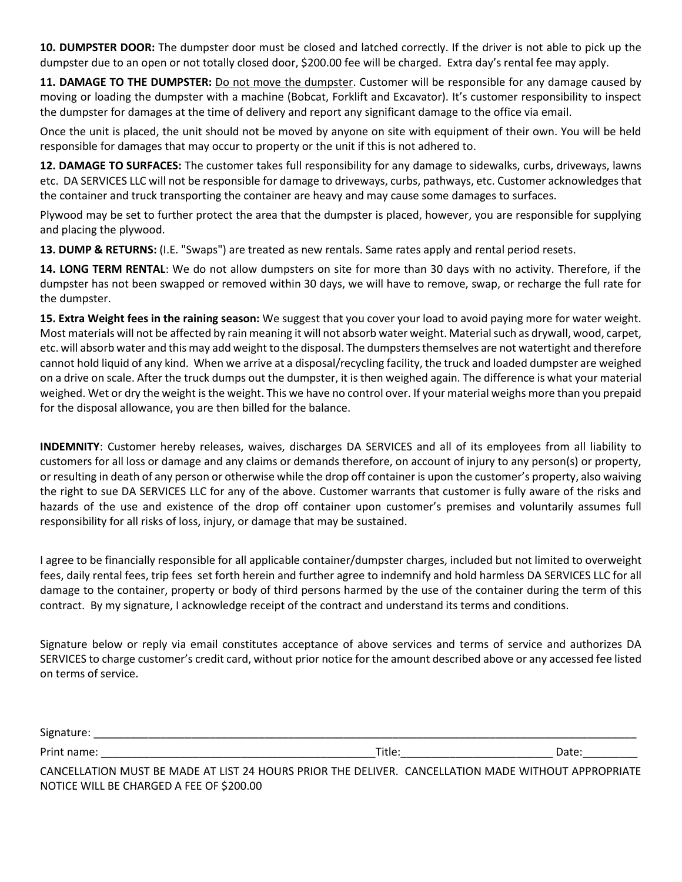**10. DUMPSTER DOOR:** The dumpster door must be closed and latched correctly. If the driver is not able to pick up the dumpster due to an open or not totally closed door, $200.00 fee will be charged. Extra day's rental fee may apply.

**11. DAMAGE TO THE DUMPSTER:** Do not move the dumpster. Customer will be responsible for any damage caused by moving or loading the dumpster with a machine (Bobcat, Forklift and Excavator). It's customer responsibility to inspect the dumpster for damages at the time of delivery and report any significant damage to the office via email.

Once the unit is placed, the unit should not be moved by anyone on site with equipment of their own. You will be held responsible for damages that may occur to property or the unit if this is not adhered to.

**12. DAMAGE TO SURFACES:** The customer takes full responsibility for any damage to sidewalks, curbs, driveways, lawns etc. DA SERVICES LLC will not be responsible for damage to driveways, curbs, pathways, etc. Customer acknowledges that the container and truck transporting the container are heavy and may cause some damages to surfaces.

Plywood may be set to further protect the area that the dumpster is placed, however, you are responsible for supplying and placing the plywood.

**13. DUMP & RETURNS:** (I.E. "Swaps") are treated as new rentals. Same rates apply and rental period resets.

**14. LONG TERM RENTAL**: We do not allow dumpsters on site for more than 30 days with no activity. Therefore, if the dumpster has not been swapped or removed within 30 days, we will have to remove, swap, or recharge the full rate for the dumpster.

**15. Extra Weight fees in the raining season:** We suggest that you cover your load to avoid paying more for water weight. Most materials will not be affected by rain meaning it will not absorb water weight. Material such as drywall, wood, carpet, etc. will absorb water and this may add weight to the disposal. The dumpsters themselves are not watertight and therefore cannot hold liquid of any kind. When we arrive at a disposal/recycling facility, the truck and loaded dumpster are weighed on a drive on scale. After the truck dumps out the dumpster, it is then weighed again. The difference is what your material weighed. Wet or dry the weight is the weight. This we have no control over. If your material weighs more than you prepaid for the disposal allowance, you are then billed for the balance.

**INDEMNITY**: Customer hereby releases, waives, discharges DA SERVICES and all of its employees from all liability to customers for all loss or damage and any claims or demands therefore, on account of injury to any person(s) or property, or resulting in death of any person or otherwise while the drop off container is upon the customer's property, also waiving the right to sue DA SERVICES LLC for any of the above. Customer warrants that customer is fully aware of the risks and hazards of the use and existence of the drop off container upon customer's premises and voluntarily assumes full responsibility for all risks of loss, injury, or damage that may be sustained.

I agree to be financially responsible for all applicable container/dumpster charges, included but not limited to overweight fees, daily rental fees, trip fees set forth herein and further agree to indemnify and hold harmless DA SERVICES LLC for all damage to the container, property or body of third persons harmed by the use of the container during the term of this contract. By my signature, I acknowledge receipt of the contract and understand its terms and conditions.

Signature below or reply via email constitutes acceptance of above services and terms of service and authorizes DA SERVICES to charge customer's credit card, without prior notice for the amount described above or any accessed fee listed on terms of service.

Signature: ______________________________________________________________________________

Print name: ____________________________________________Title:________________________ Date:_________

CANCELLATION MUST BE MADE AT LIST 24 HOURS PRIOR THE DELIVER. CANCELLATION MADE WITHOUT APPROPRIATE NOTICE WILL BE CHARGED A FEE OF $200.00